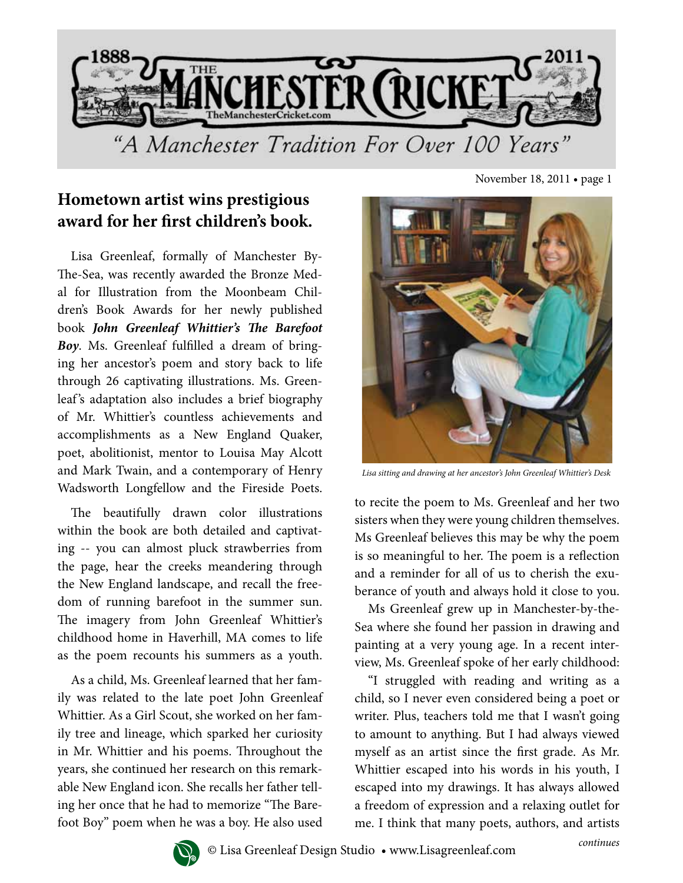# The Manchester Cricket

*"A Manchester Tradition For Over 100 Years"*

November 18, 2011

## Hometown artist wins prestigious award for her first children's book.

Lisa Greenleaf, formally of Manchester By-The-Sea, was recently awarded the Bronze Medal for Illustration from the Moonbeam Children's Book Awards for her newly published book ***John Greenleaf Whittier's The Barefoot Boy***. Ms. Greenleaf fulfilled a dream of bringing her ancestor's poem and story back to life through 26 captivating illustrations. Ms. Greenleaf's adaptation also includes a brief biography of Mr. Whittier's countless achievements and accomplishments as a New England Quaker, poet, abolitionist, mentor to Louisa May Alcott and Mark Twain, and a contemporary of Henry Wadsworth Longfellow and the Fireside Poets.

The beautifully drawn color illustrations within the book are both detailed and captivating -- you can almost pluck strawberries from the page, hear the creeks meandering through the New England landscape, and recall the freedom of running barefoot in the summer sun. The imagery from John Greenleaf Whittier's childhood home in Haverhill, MA comes to life as the poem recounts his summers as a youth.

As a child, Ms. Greenleaf learned that her family was related to the late poet John Greenleaf Whittier. As a Girl Scout, she worked on her family tree and lineage, which sparked her curiosity in Mr. Whittier and his poems. Throughout the years, she continued her research on this remarkable New England icon. She recalls her father telling her once that he had to memorize "The Barefoot Boy" poem when he was a boy. He also used to recite the poem to Ms. Greenleaf and her two sisters when they were young children themselves. Ms Greenleaf believes this may be why the poem is so meaningful to her. The poem is a reflection and a reminder for all of us to cherish the exuberance of youth and always hold it close to you.

*Lisa sitting and drawing at her ancestor's John Greenleaf Whittier's Desk*

Ms Greenleaf grew up in Manchester-by-the-Sea where she found her passion in drawing and painting at a very young age. In a recent interview, Ms. Greenleaf spoke of her early childhood:

"I struggled with reading and writing as a child, so I never even considered being a poet or writer. Plus, teachers told me that I wasn't going to amount to anything. But I had always viewed myself as an artist since the first grade. As Mr. Whittier escaped into his words in his youth, I escaped into my drawings. It has always allowed a freedom of expression and a relaxing outlet for me. I think that many poets, authors, and artists

*continues*

© Lisa Greenleaf Design Studio • www.Lisagreenleaf.com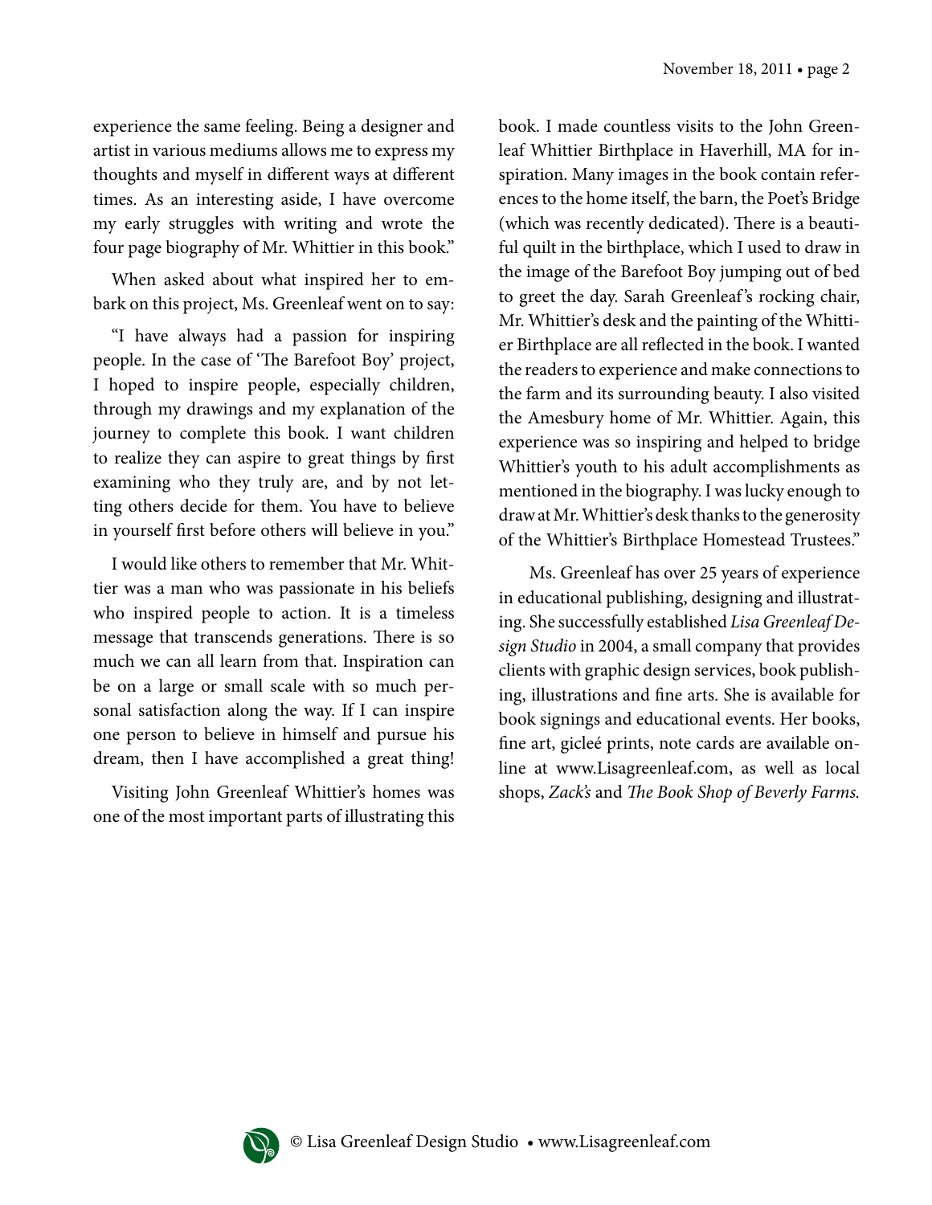experience the same feeling. Being a designer and artist in various mediums allows me to express my thoughts and myself in different ways at different times. As an interesting aside, I have overcome my early struggles with writing and wrote the four page biography of Mr. Whittier in this book."

When asked about what inspired her to embark on this project, Ms. Greenleaf went on to say:

"I have always had a passion for inspiring people. In the case of 'The Barefoot Boy' project, I hoped to inspire people, especially children, through my drawings and my explanation of the journey to complete this book. I want children to realize they can aspire to great things by first examining who they truly are, and by not letting others decide for them. You have to believe in yourself first before others will believe in you."

I would like others to remember that Mr. Whittier was a man who was passionate in his beliefs who inspired people to action. It is a timeless message that transcends generations. There is so much we can all learn from that. Inspiration can be on a large or small scale with so much personal satisfaction along the way. If I can inspire one person to believe in himself and pursue his dream, then I have accomplished a great thing!

Visiting John Greenleaf Whittier's homes was one of the most important parts of illustrating this book. I made countless visits to the John Greenleaf Whittier Birthplace in Haverhill, MA for inspiration. Many images in the book contain references to the home itself, the barn, the Poet's Bridge (which was recently dedicated). There is a beautiful quilt in the birthplace, which I used to draw in the image of the Barefoot Boy jumping out of bed to greet the day. Sarah Greenleaf's rocking chair, Mr. Whittier's desk and the painting of the Whittier Birthplace are all reflected in the book. I wanted the readers to experience and make connections to the farm and its surrounding beauty. I also visited the Amesbury home of Mr. Whittier. Again, this experience was so inspiring and helped to bridge Whittier's youth to his adult accomplishments as mentioned in the biography. I was lucky enough to draw at Mr. Whittier's desk thanks to the generosity of the Whittier's Birthplace Homestead Trustees."

Ms. Greenleaf has over 25 years of experience in educational publishing, designing and illustrating. She successfully established *Lisa Greenleaf Design Studio* in 2004, a small company that provides clients with graphic design services, book publishing, illustrations and fine arts. She is available for book signings and educational events. Her books, fine art, gicleé prints, note cards are available online at www.Lisagreenleaf.com, as well as local shops, *Zack's* and *The Book Shop of Beverly Farms.*